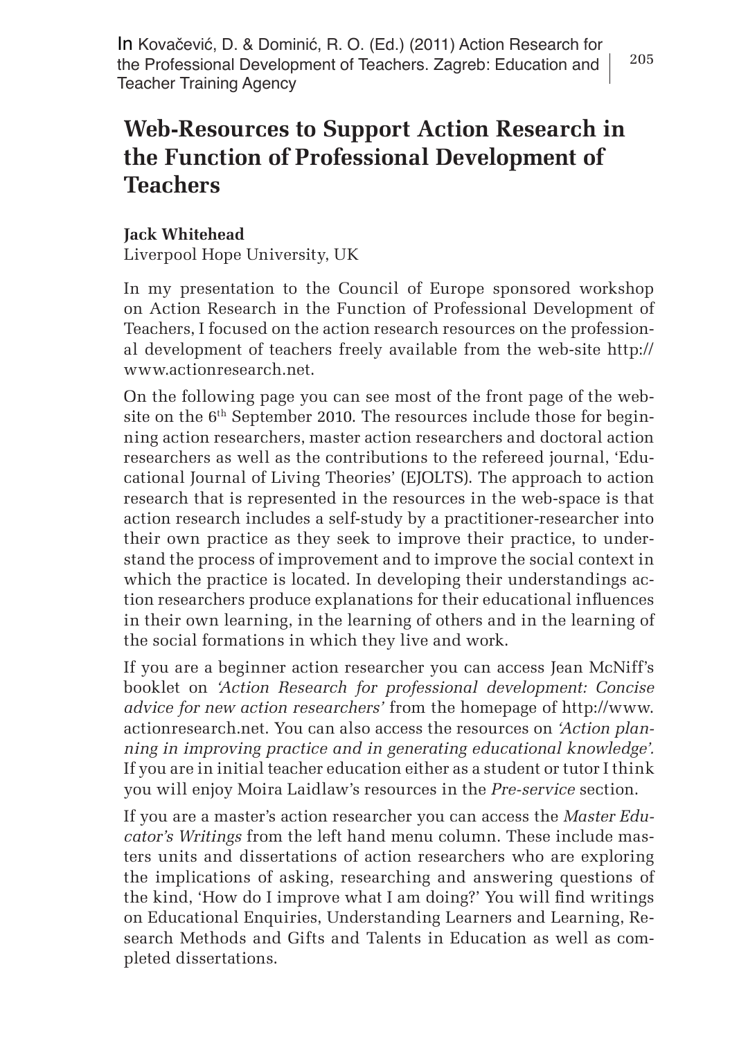In Kovačević, D. & Dominić, R. O. (Ed.) (2011) Action Research for the Professional Development of Teachers. Zagreb: Education and Teacher Training Agency

# Web-Resources to Support Action Research in the Function of Professional Development of Teachers

**Jack Whitehead**

Liverpool Hope University, UK

In my presentation to the Council of Europe sponsored workshop on Action Research in the Function of Professional Development of Teachers, I focused on the action research resources on the professional development of teachers freely available from the web-site http://www.actionresearch.net.

On the following page you can see most of the front page of the website on the 6th September 2010. The resources include those for beginning action researchers, master action researchers and doctoral action researchers as well as the contributions to the refereed journal, 'Educational Journal of Living Theories' (EJOLTS). The approach to action research that is represented in the resources in the web-space is that action research includes a self-study by a practitioner-researcher into their own practice as they seek to improve their practice, to understand the process of improvement and to improve the social context in which the practice is located. In developing their understandings action researchers produce explanations for their educational influences in their own learning, in the learning of others and in the learning of the social formations in which they live and work.

If you are a beginner action researcher you can access Jean McNiff's booklet on *'Action Research for professional development: Concise advice for new action researchers'* from the homepage of http://www.actionresearch.net. You can also access the resources on *'Action planning in improving practice and in generating educational knowledge'.* If you are in initial teacher education either as a student or tutor I think you will enjoy Moira Laidlaw's resources in the *Pre-service* section.

If you are a master's action researcher you can access the *Master Educator's Writings* from the left hand menu column. These include masters units and dissertations of action researchers who are exploring the implications of asking, researching and answering questions of the kind, 'How do I improve what I am doing?' You will find writings on Educational Enquiries, Understanding Learners and Learning, Research Methods and Gifts and Talents in Education as well as completed dissertations.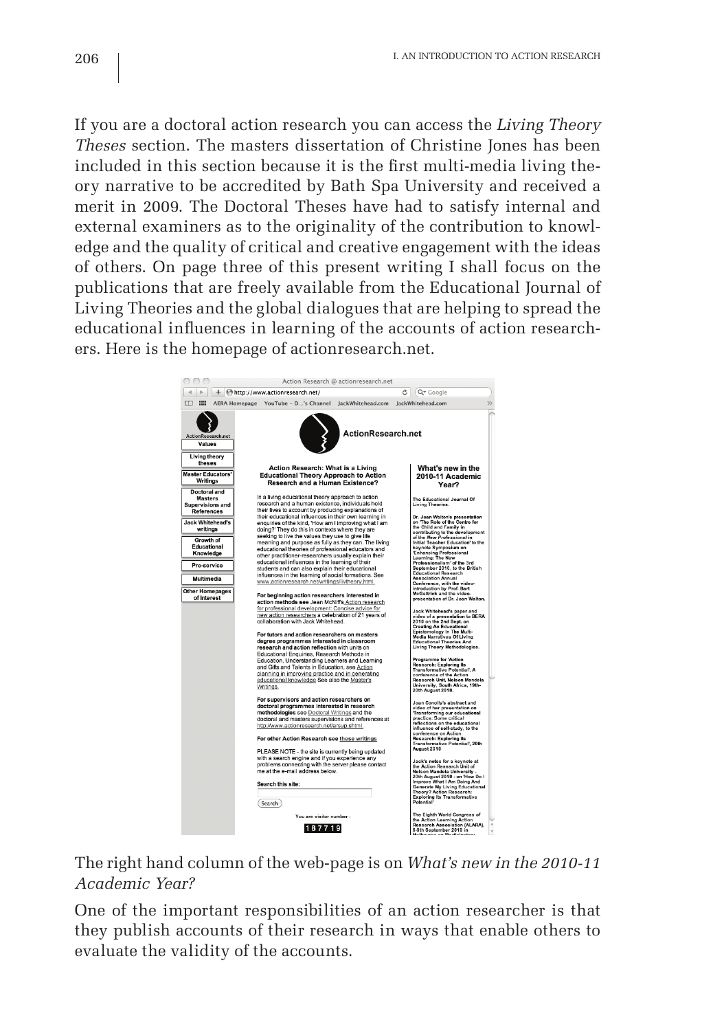If you are a doctoral action research you can access the *Living Theory Theses* section. The masters dissertation of Christine Jones has been included in this section because it is the first multi-media living theory narrative to be accredited by Bath Spa University and received a merit in 2009. The Doctoral Theses have had to satisfy internal and external examiners as to the originality of the contribution to knowledge and the quality of critical and creative engagement with the ideas of others. On page three of this present writing I shall focus on the publications that are freely available from the Educational Journal of Living Theories and the global dialogues that are helping to spread the educational influences in learning of the accounts of action researchers. Here is the homepage of actionresearch.net.

The right hand column of the web-page is on *What's new in the 2010-11 Academic Year?*

One of the important responsibilities of an action researcher is that they publish accounts of their research in ways that enable others to evaluate the validity of the accounts.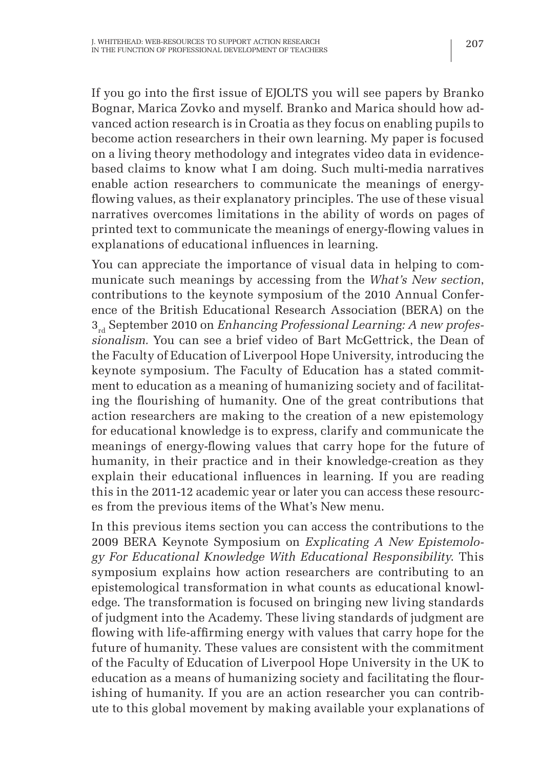If you go into the first issue of EJOLTS you will see papers by Branko Bognar, Marica Zovko and myself. Branko and Marica should how advanced action research is in Croatia as they focus on enabling pupils to become action researchers in their own learning. My paper is focused on a living theory methodology and integrates video data in evidence-based claims to know what I am doing. Such multi-media narratives enable action researchers to communicate the meanings of energy-flowing values, as their explanatory principles. The use of these visual narratives overcomes limitations in the ability of words on pages of printed text to communicate the meanings of energy-flowing values in explanations of educational influences in learning.

You can appreciate the importance of visual data in helping to communicate such meanings by accessing from the *What's New section*, contributions to the keynote symposium of the 2010 Annual Conference of the British Educational Research Association (BERA) on the $3_{rd}$ September 2010 on *Enhancing Professional Learning: A new professionalism.* You can see a brief video of Bart McGettrick, the Dean of the Faculty of Education of Liverpool Hope University, introducing the keynote symposium. The Faculty of Education has a stated commitment to education as a meaning of humanizing society and of facilitating the flourishing of humanity. One of the great contributions that action researchers are making to the creation of a new epistemology for educational knowledge is to express, clarify and communicate the meanings of energy-flowing values that carry hope for the future of humanity, in their practice and in their knowledge-creation as they explain their educational influences in learning. If you are reading this in the 2011-12 academic year or later you can access these resources from the previous items of the What's New menu.

In this previous items section you can access the contributions to the 2009 BERA Keynote Symposium on *Explicating A New Epistemology For Educational Knowledge With Educational Responsibility*. This symposium explains how action researchers are contributing to an epistemological transformation in what counts as educational knowledge. The transformation is focused on bringing new living standards of judgment into the Academy. These living standards of judgment are flowing with life-affirming energy with values that carry hope for the future of humanity. These values are consistent with the commitment of the Faculty of Education of Liverpool Hope University in the UK to education as a means of humanizing society and facilitating the flourishing of humanity. If you are an action researcher you can contribute to this global movement by making available your explanations of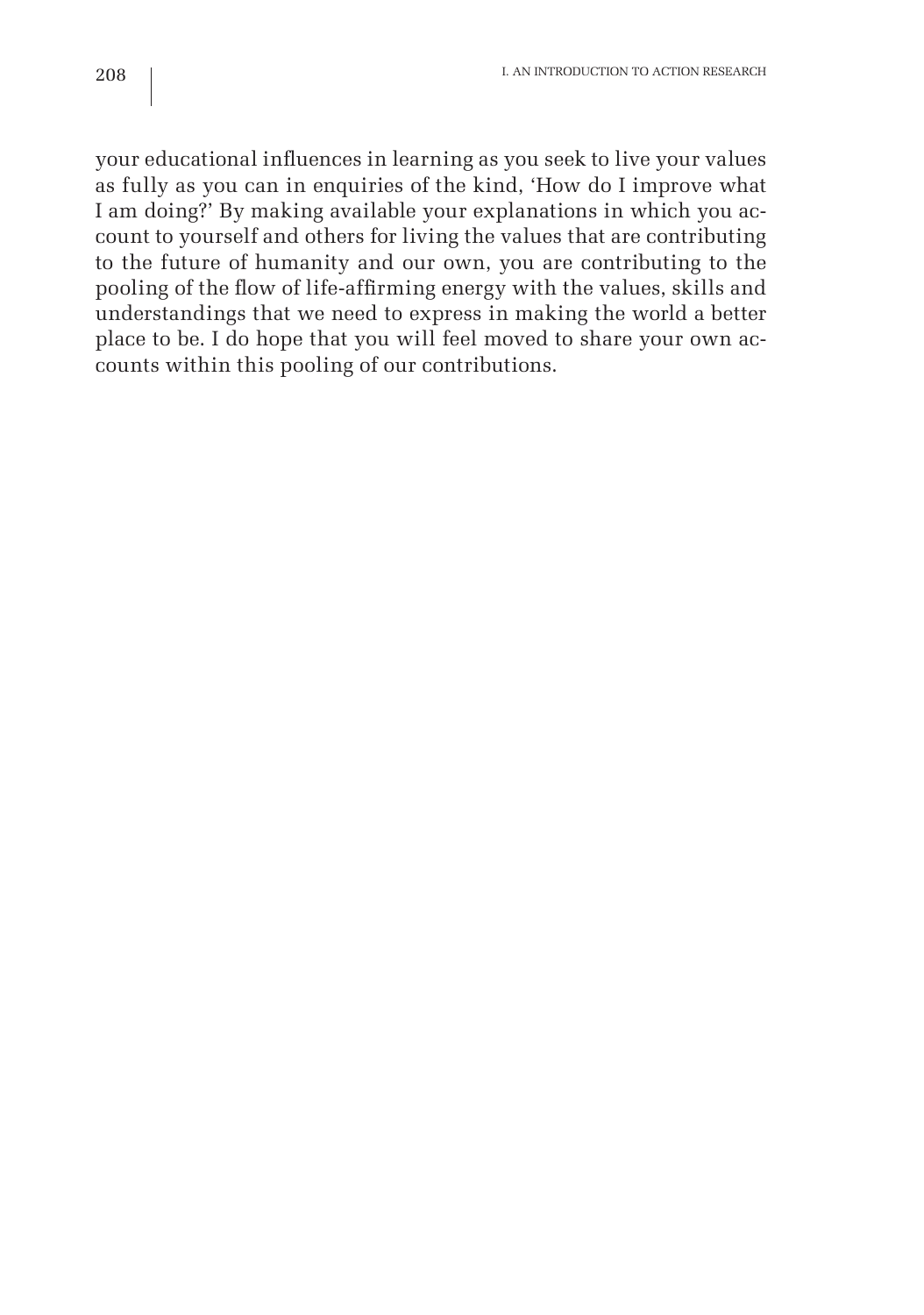your educational influences in learning as you seek to live your values as fully as you can in enquiries of the kind, 'How do I improve what I am doing?' By making available your explanations in which you account to yourself and others for living the values that are contributing to the future of humanity and our own, you are contributing to the pooling of the flow of life-affirming energy with the values, skills and understandings that we need to express in making the world a better place to be. I do hope that you will feel moved to share your own accounts within this pooling of our contributions.